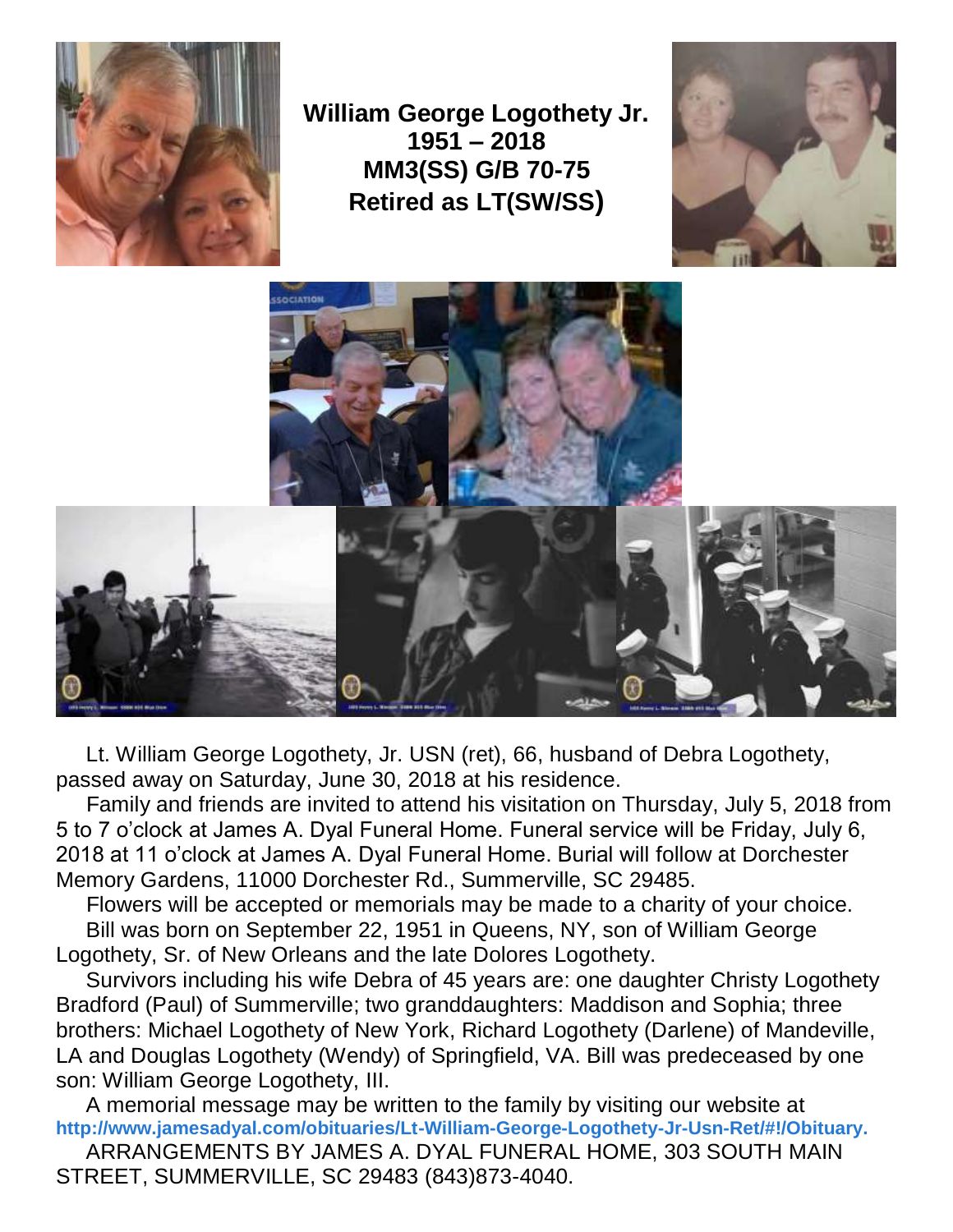**William George Logothety Jr.**
**1951 – 2018**
**MM3(SS) G/B 70-75**
**Retired as LT(SW/SS)**

Lt. William George Logothety, Jr. USN (ret), 66, husband of Debra Logothety, passed away on Saturday, June 30, 2018 at his residence.

Family and friends are invited to attend his visitation on Thursday, July 5, 2018 from 5 to 7 o'clock at James A. Dyal Funeral Home. Funeral service will be Friday, July 6, 2018 at 11 o'clock at James A. Dyal Funeral Home. Burial will follow at Dorchester Memory Gardens, 11000 Dorchester Rd., Summerville, SC 29485.

Flowers will be accepted or memorials may be made to a charity of your choice.

Bill was born on September 22, 1951 in Queens, NY, son of William George Logothety, Sr. of New Orleans and the late Dolores Logothety.

Survivors including his wife Debra of 45 years are: one daughter Christy Logothety Bradford (Paul) of Summerville; two granddaughters: Maddison and Sophia; three brothers: Michael Logothety of New York, Richard Logothety (Darlene) of Mandeville, LA and Douglas Logothety (Wendy) of Springfield, VA. Bill was predeceased by one son: William George Logothety, III.

A memorial message may be written to the family by visiting our website at http://www.jamesadyal.com/obituaries/Lt-William-George-Logothety-Jr-Usn-Ret/#!/Obituary.

ARRANGEMENTS BY JAMES A. DYAL FUNERAL HOME, 303 SOUTH MAIN STREET, SUMMERVILLE, SC 29483 (843)873-4040.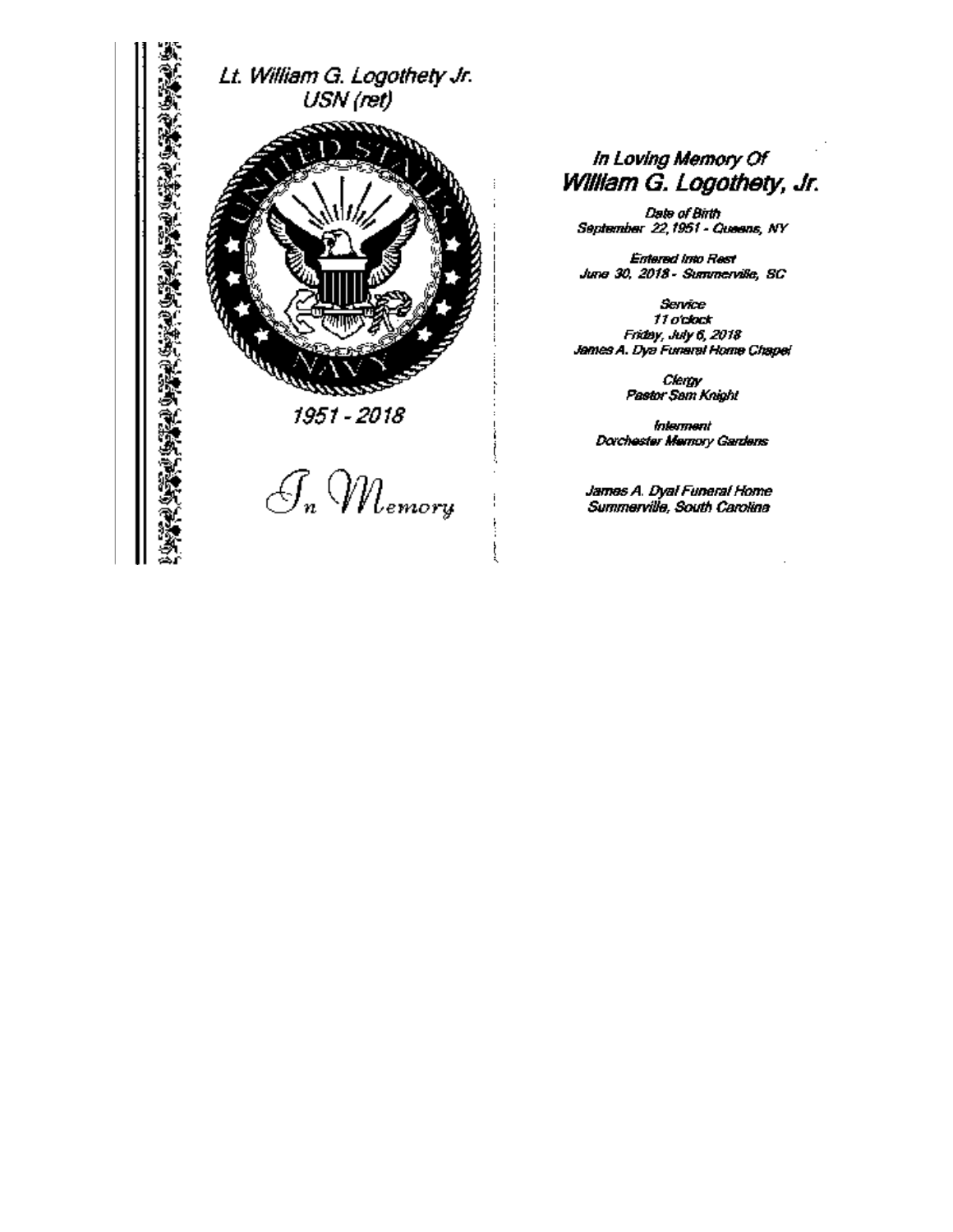*Lt. William G. Logothety Jr.*
*USN (ret)*

UNITED STATES NAVY

*1951 - 2018*

*In Memory*

## *In Loving Memory Of*
## *William G. Logothety, Jr.*

*Date of Birth*
*September 22, 1951 - Queens, NY*

*Entered Into Rest*
*June 30, 2018 - Summerville, SC*

*Service*
*11 o'clock*
*Friday, July 6, 2018*
*James A. Dye Funeral Home Chapel*

*Clergy*
*Pastor Sam Knight*

*Interment*
*Dorchester Memory Gardens*

*James A. Dyal Funeral Home*
*Summerville, South Carolina*